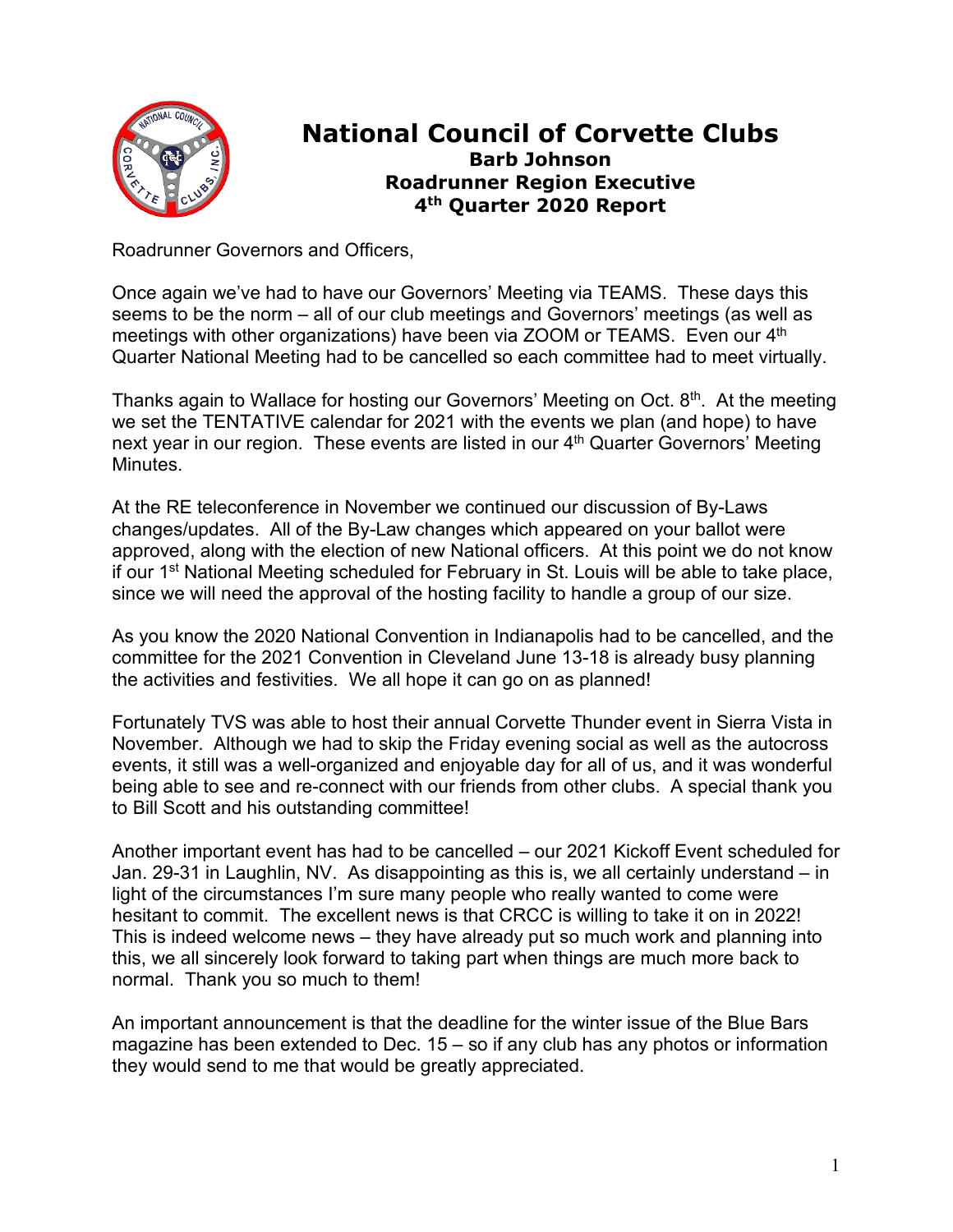# National Council of Corvette Clubs

## Barb Johnson
## Roadrunner Region Executive
## 4th Quarter 2020 Report

Roadrunner Governors and Officers,

Once again we've had to have our Governors' Meeting via TEAMS. These days this seems to be the norm – all of our club meetings and Governors' meetings (as well as meetings with other organizations) have been via ZOOM or TEAMS. Even our 4th Quarter National Meeting had to be cancelled so each committee had to meet virtually.

Thanks again to Wallace for hosting our Governors' Meeting on Oct. 8th. At the meeting we set the TENTATIVE calendar for 2021 with the events we plan (and hope) to have next year in our region. These events are listed in our 4th Quarter Governors' Meeting Minutes.

At the RE teleconference in November we continued our discussion of By-Laws changes/updates. All of the By-Law changes which appeared on your ballot were approved, along with the election of new National officers. At this point we do not know if our 1st National Meeting scheduled for February in St. Louis will be able to take place, since we will need the approval of the hosting facility to handle a group of our size.

As you know the 2020 National Convention in Indianapolis had to be cancelled, and the committee for the 2021 Convention in Cleveland June 13-18 is already busy planning the activities and festivities. We all hope it can go on as planned!

Fortunately TVS was able to host their annual Corvette Thunder event in Sierra Vista in November. Although we had to skip the Friday evening social as well as the autocross events, it still was a well-organized and enjoyable day for all of us, and it was wonderful being able to see and re-connect with our friends from other clubs. A special thank you to Bill Scott and his outstanding committee!

Another important event has had to be cancelled – our 2021 Kickoff Event scheduled for Jan. 29-31 in Laughlin, NV. As disappointing as this is, we all certainly understand – in light of the circumstances I'm sure many people who really wanted to come were hesitant to commit. The excellent news is that CRCC is willing to take it on in 2022! This is indeed welcome news – they have already put so much work and planning into this, we all sincerely look forward to taking part when things are much more back to normal. Thank you so much to them!

An important announcement is that the deadline for the winter issue of the Blue Bars magazine has been extended to Dec. 15 – so if any club has any photos or information they would send to me that would be greatly appreciated.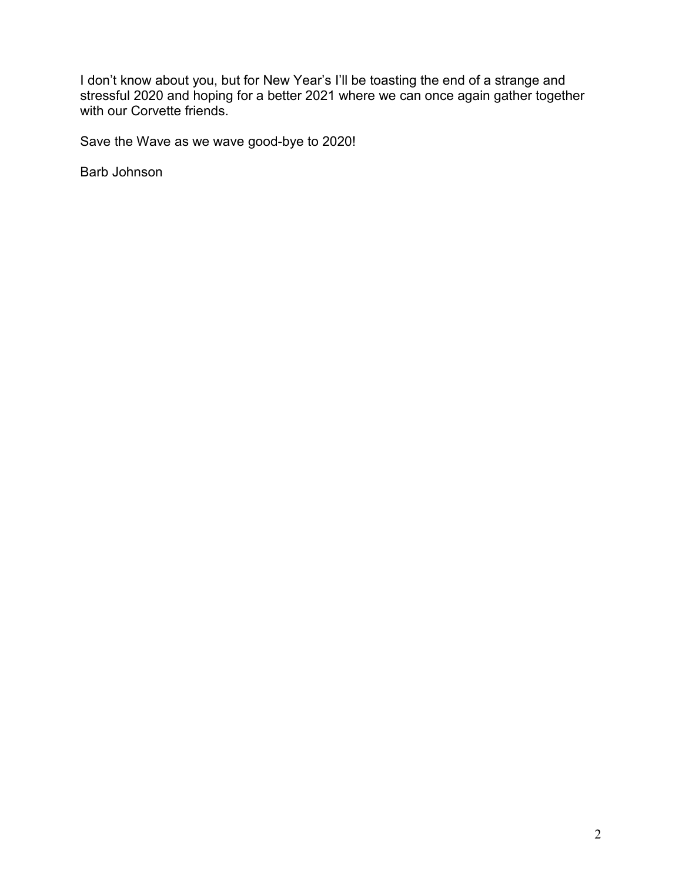I don’t know about you, but for New Year’s I’ll be toasting the end of a strange and stressful 2020 and hoping for a better 2021 where we can once again gather together with our Corvette friends.

Save the Wave as we wave good-bye to 2020!

Barb Johnson